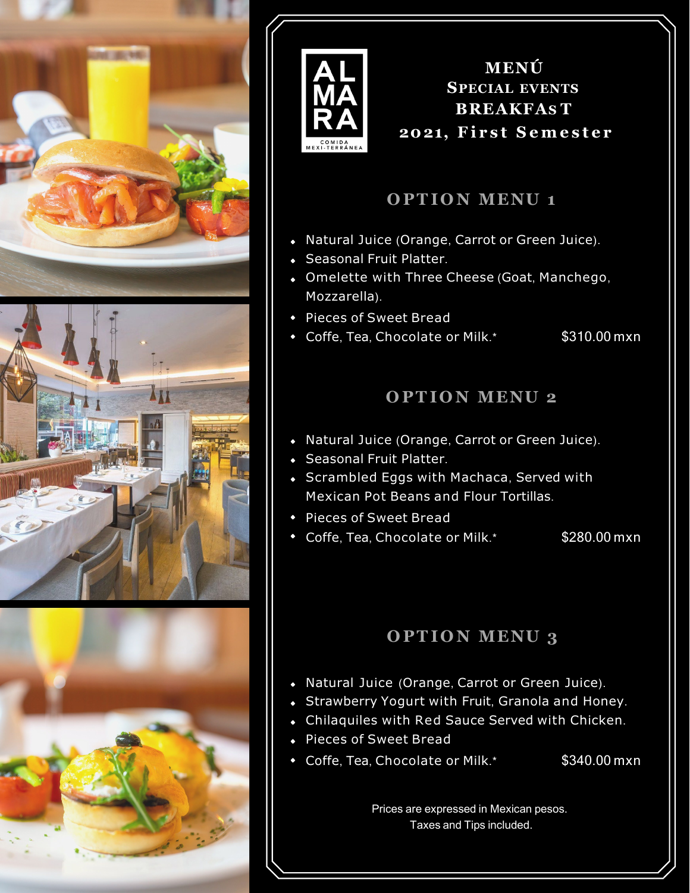ALMARA
COMIDA MEXI-TERRÁNEA

# MENÚ
# SPECIAL EVENTS
# BREAKFAST
# 2021, First Semester

## OPTION MENU 1

- Natural Juice (Orange, Carrot or Green Juice).
- Seasonal Fruit Platter.
- Omelette with Three Cheese (Goat, Manchego, Mozzarella).
- Pieces of Sweet Bread
- Coffe, Tea, Chocolate or Milk.* $310.00 mxn

## OPTION MENU 2

- Natural Juice (Orange, Carrot or Green Juice).
- Seasonal Fruit Platter.
- Scrambled Eggs with Machaca, Served with Mexican Pot Beans and Flour Tortillas.
- Pieces of Sweet Bread
- Coffe, Tea, Chocolate or Milk.* $280.00 mxn

## OPTION MENU 3

- Natural Juice (Orange, Carrot or Green Juice).
- Strawberry Yogurt with Fruit, Granola and Honey.
- Chilaquiles with Red Sauce Served with Chicken.
- Pieces of Sweet Bread
- Coffe, Tea, Chocolate or Milk.* $340.00 mxn

Prices are expressed in Mexican pesos.
Taxes and Tips included.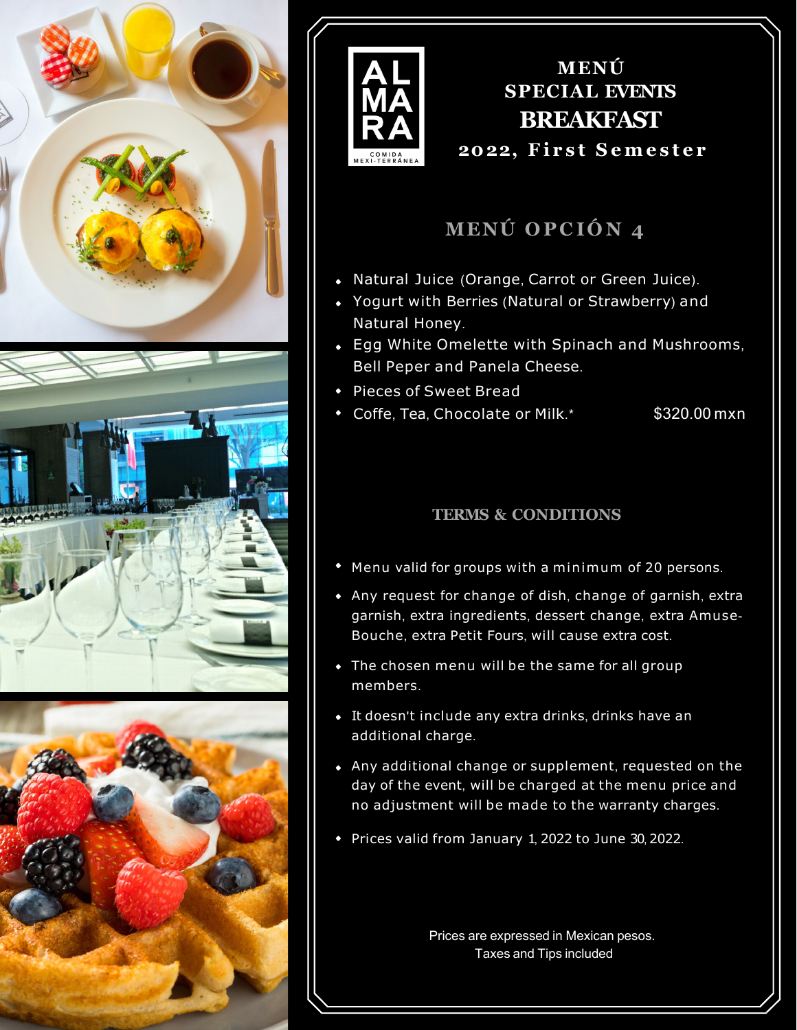ALMARA

COMIDA MEXI-TERRÁNEA

# MENÚ SPECIAL EVENTS BREAKFAST

## 2022, First Semester

## MENÚ OPCIÓN 4

- Natural Juice (Orange, Carrot or Green Juice).
- Yogurt with Berries (Natural or Strawberry) and Natural Honey.
- Egg White Omelette with Spinach and Mushrooms, Bell Peper and Panela Cheese.
- Pieces of Sweet Bread
- Coffe, Tea, Chocolate or Milk.* $320.00 mxn

### TERMS & CONDITIONS

- Menu valid for groups with a minimum of 20 persons.
- Any request for change of dish, change of garnish, extra garnish, extra ingredients, dessert change, extra Amuse-Bouche, extra Petit Fours, will cause extra cost.
- The chosen menu will be the same for all group members.
- It doesn't include any extra drinks, drinks have an additional charge.
- Any additional change or supplement, requested on the day of the event, will be charged at the menu price and no adjustment will be made to the warranty charges.
- Prices valid from January 1, 2022 to June 30, 2022.

Prices are expressed in Mexican pesos.
Taxes and Tips included